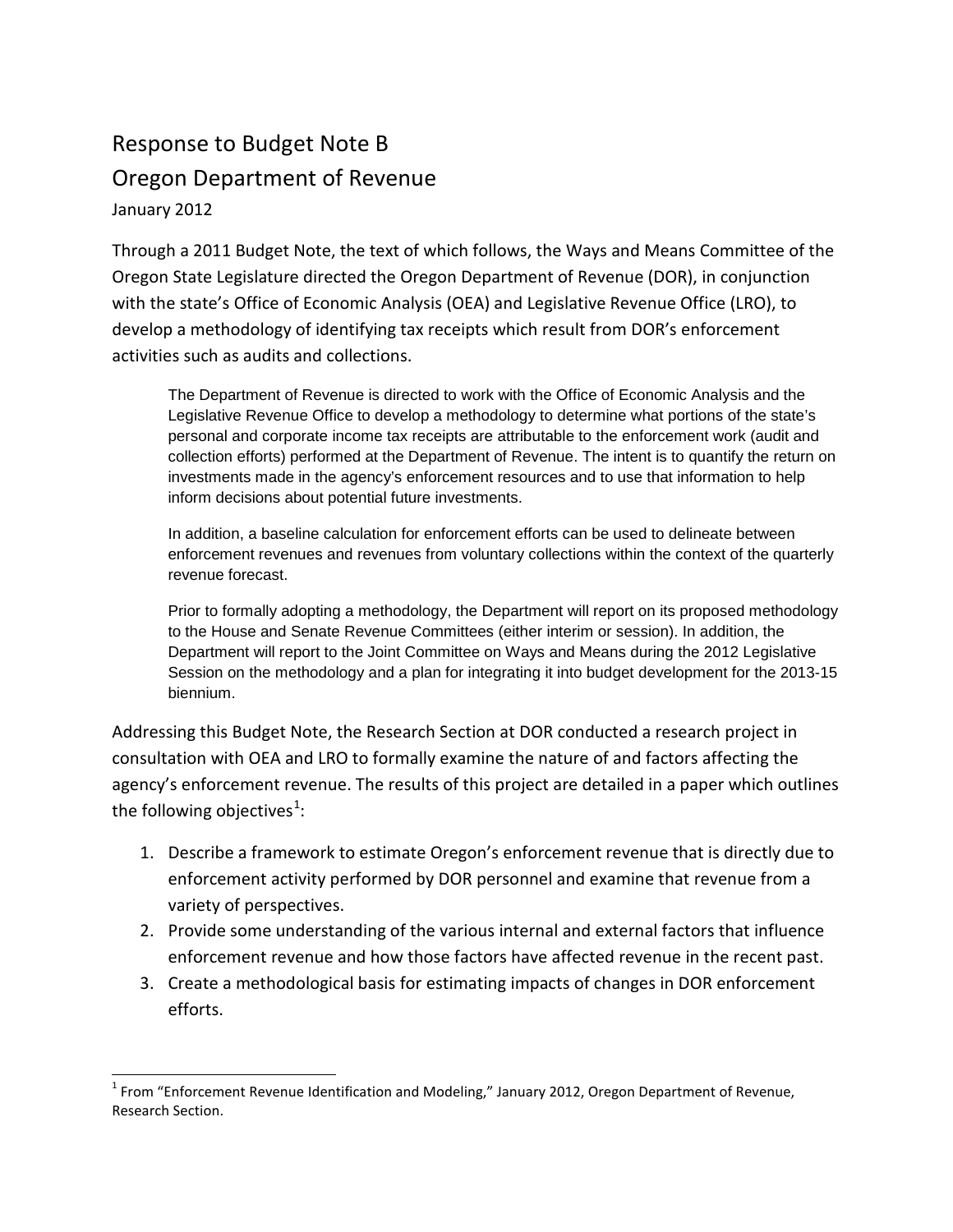# Response to Budget Note B

# Oregon Department of Revenue

January 2012

Through a 2011 Budget Note, the text of which follows, the Ways and Means Committee of the Oregon State Legislature directed the Oregon Department of Revenue (DOR), in conjunction with the state's Office of Economic Analysis (OEA) and Legislative Revenue Office (LRO), to develop a methodology of identifying tax receipts which result from DOR's enforcement activities such as audits and collections.

> The Department of Revenue is directed to work with the Office of Economic Analysis and the Legislative Revenue Office to develop a methodology to determine what portions of the state's personal and corporate income tax receipts are attributable to the enforcement work (audit and collection efforts) performed at the Department of Revenue. The intent is to quantify the return on investments made in the agency's enforcement resources and to use that information to help inform decisions about potential future investments.
>
> In addition, a baseline calculation for enforcement efforts can be used to delineate between enforcement revenues and revenues from voluntary collections within the context of the quarterly revenue forecast.
>
> Prior to formally adopting a methodology, the Department will report on its proposed methodology to the House and Senate Revenue Committees (either interim or session). In addition, the Department will report to the Joint Committee on Ways and Means during the 2012 Legislative Session on the methodology and a plan for integrating it into budget development for the 2013-15 biennium.

Addressing this Budget Note, the Research Section at DOR conducted a research project in consultation with OEA and LRO to formally examine the nature of and factors affecting the agency's enforcement revenue. The results of this project are detailed in a paper which outlines the following objectives[1]:

1. Describe a framework to estimate Oregon's enforcement revenue that is directly due to enforcement activity performed by DOR personnel and examine that revenue from a variety of perspectives.
2. Provide some understanding of the various internal and external factors that influence enforcement revenue and how those factors have affected revenue in the recent past.
3. Create a methodological basis for estimating impacts of changes in DOR enforcement efforts.

[1] From "Enforcement Revenue Identification and Modeling," January 2012, Oregon Department of Revenue, Research Section.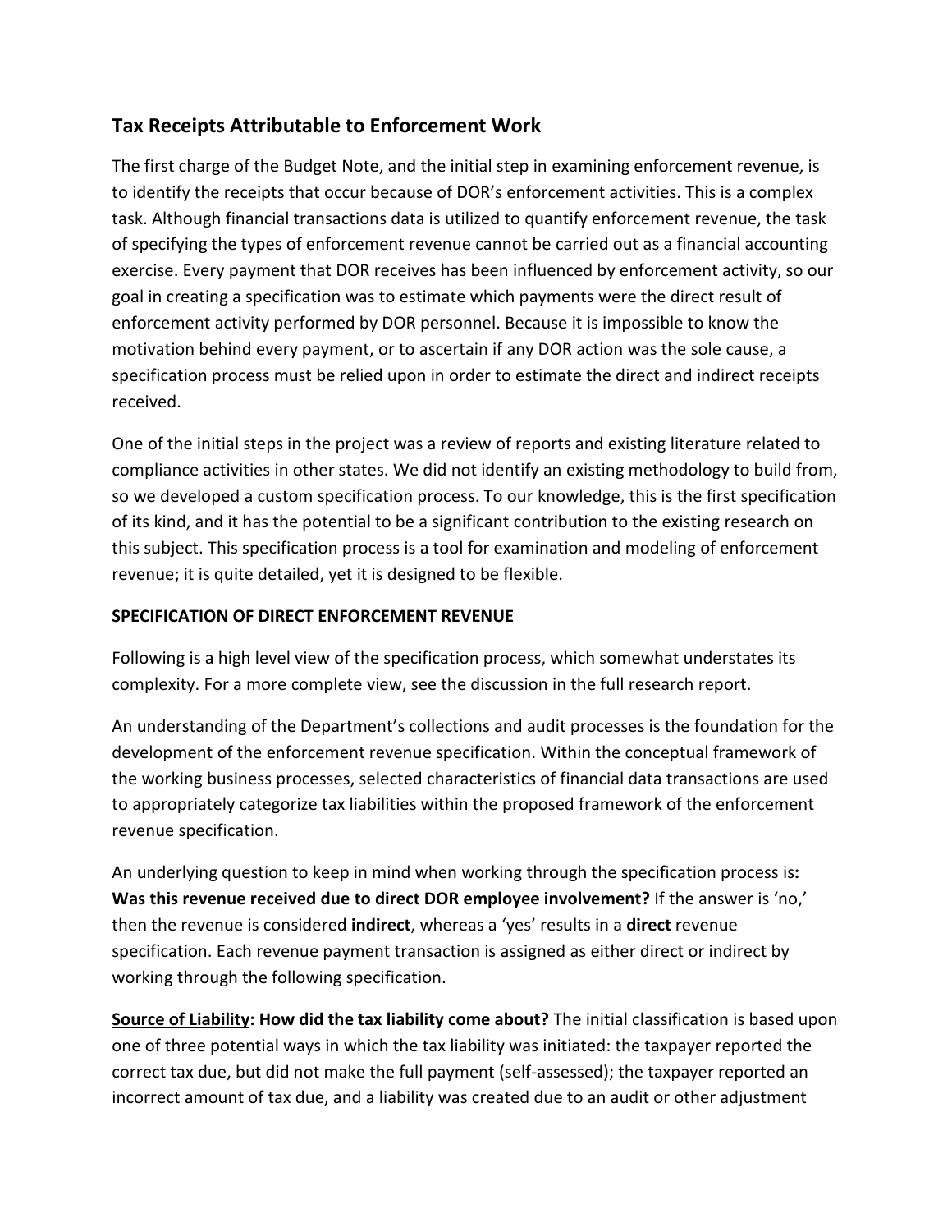## Tax Receipts Attributable to Enforcement Work

The first charge of the Budget Note, and the initial step in examining enforcement revenue, is to identify the receipts that occur because of DOR's enforcement activities. This is a complex task. Although financial transactions data is utilized to quantify enforcement revenue, the task of specifying the types of enforcement revenue cannot be carried out as a financial accounting exercise. Every payment that DOR receives has been influenced by enforcement activity, so our goal in creating a specification was to estimate which payments were the direct result of enforcement activity performed by DOR personnel. Because it is impossible to know the motivation behind every payment, or to ascertain if any DOR action was the sole cause, a specification process must be relied upon in order to estimate the direct and indirect receipts received.

One of the initial steps in the project was a review of reports and existing literature related to compliance activities in other states. We did not identify an existing methodology to build from, so we developed a custom specification process. To our knowledge, this is the first specification of its kind, and it has the potential to be a significant contribution to the existing research on this subject. This specification process is a tool for examination and modeling of enforcement revenue; it is quite detailed, yet it is designed to be flexible.

**SPECIFICATION OF DIRECT ENFORCEMENT REVENUE**

Following is a high level view of the specification process, which somewhat understates its complexity. For a more complete view, see the discussion in the full research report.

An understanding of the Department's collections and audit processes is the foundation for the development of the enforcement revenue specification. Within the conceptual framework of the working business processes, selected characteristics of financial data transactions are used to appropriately categorize tax liabilities within the proposed framework of the enforcement revenue specification.

An underlying question to keep in mind when working through the specification process is**: Was this revenue received due to direct DOR employee involvement?** If the answer is 'no,' then the revenue is considered **indirect**, whereas a 'yes' results in a **direct** revenue specification. Each revenue payment transaction is assigned as either direct or indirect by working through the following specification.

**Source of Liability: How did the tax liability come about?** The initial classification is based upon one of three potential ways in which the tax liability was initiated: the taxpayer reported the correct tax due, but did not make the full payment (self-assessed); the taxpayer reported an incorrect amount of tax due, and a liability was created due to an audit or other adjustment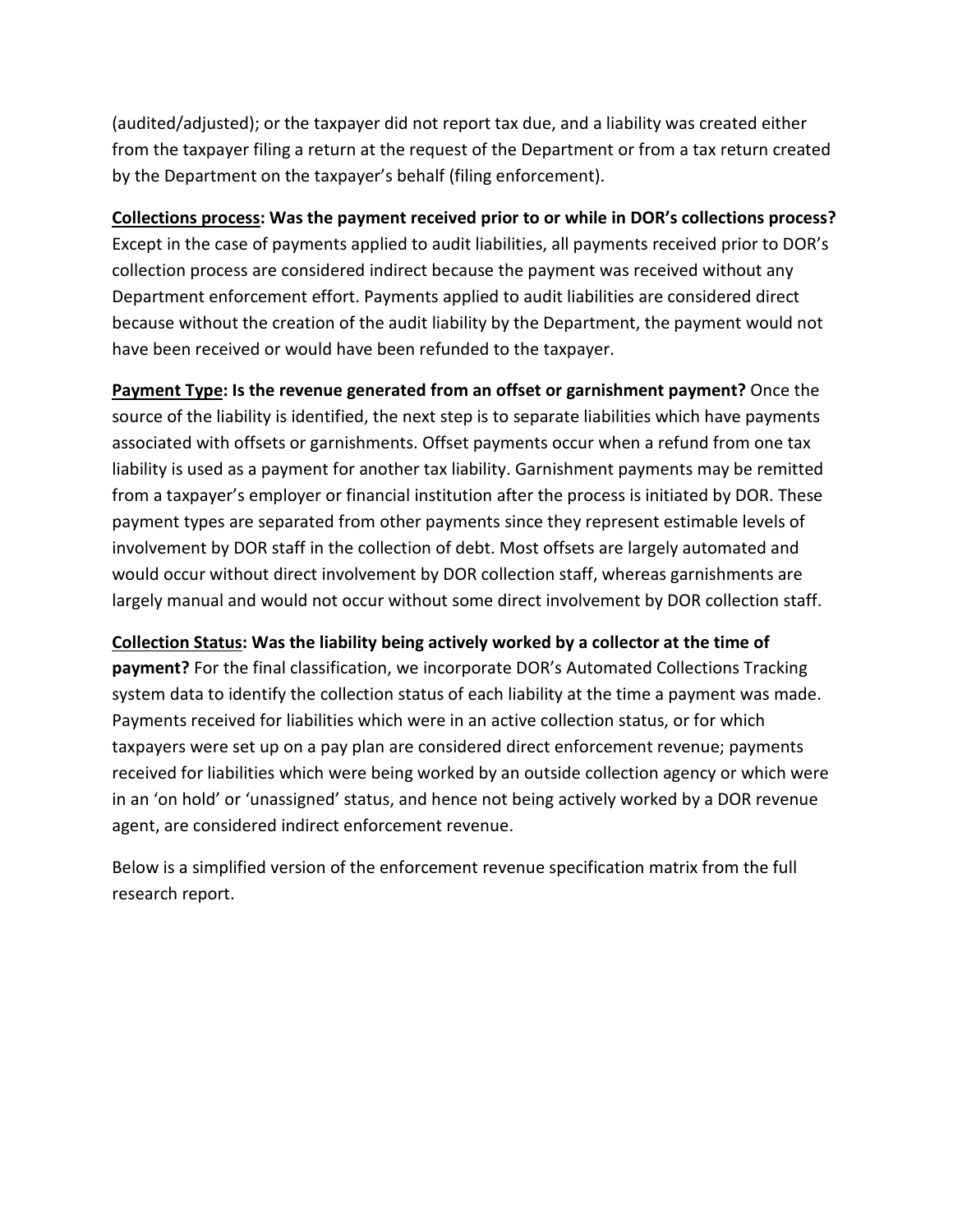(audited/adjusted); or the taxpayer did not report tax due, and a liability was created either from the taxpayer filing a return at the request of the Department or from a tax return created by the Department on the taxpayer's behalf (filing enforcement).

**<u>Collections process</u>: Was the payment received prior to or while in DOR's collections process?** Except in the case of payments applied to audit liabilities, all payments received prior to DOR's collection process are considered indirect because the payment was received without any Department enforcement effort. Payments applied to audit liabilities are considered direct because without the creation of the audit liability by the Department, the payment would not have been received or would have been refunded to the taxpayer.

**<u>Payment Type</u>: Is the revenue generated from an offset or garnishment payment?** Once the source of the liability is identified, the next step is to separate liabilities which have payments associated with offsets or garnishments. Offset payments occur when a refund from one tax liability is used as a payment for another tax liability. Garnishment payments may be remitted from a taxpayer's employer or financial institution after the process is initiated by DOR. These payment types are separated from other payments since they represent estimable levels of involvement by DOR staff in the collection of debt. Most offsets are largely automated and would occur without direct involvement by DOR collection staff, whereas garnishments are largely manual and would not occur without some direct involvement by DOR collection staff.

**<u>Collection Status</u>: Was the liability being actively worked by a collector at the time of payment?** For the final classification, we incorporate DOR's Automated Collections Tracking system data to identify the collection status of each liability at the time a payment was made. Payments received for liabilities which were in an active collection status, or for which taxpayers were set up on a pay plan are considered direct enforcement revenue; payments received for liabilities which were being worked by an outside collection agency or which were in an 'on hold' or 'unassigned' status, and hence not being actively worked by a DOR revenue agent, are considered indirect enforcement revenue.

Below is a simplified version of the enforcement revenue specification matrix from the full research report.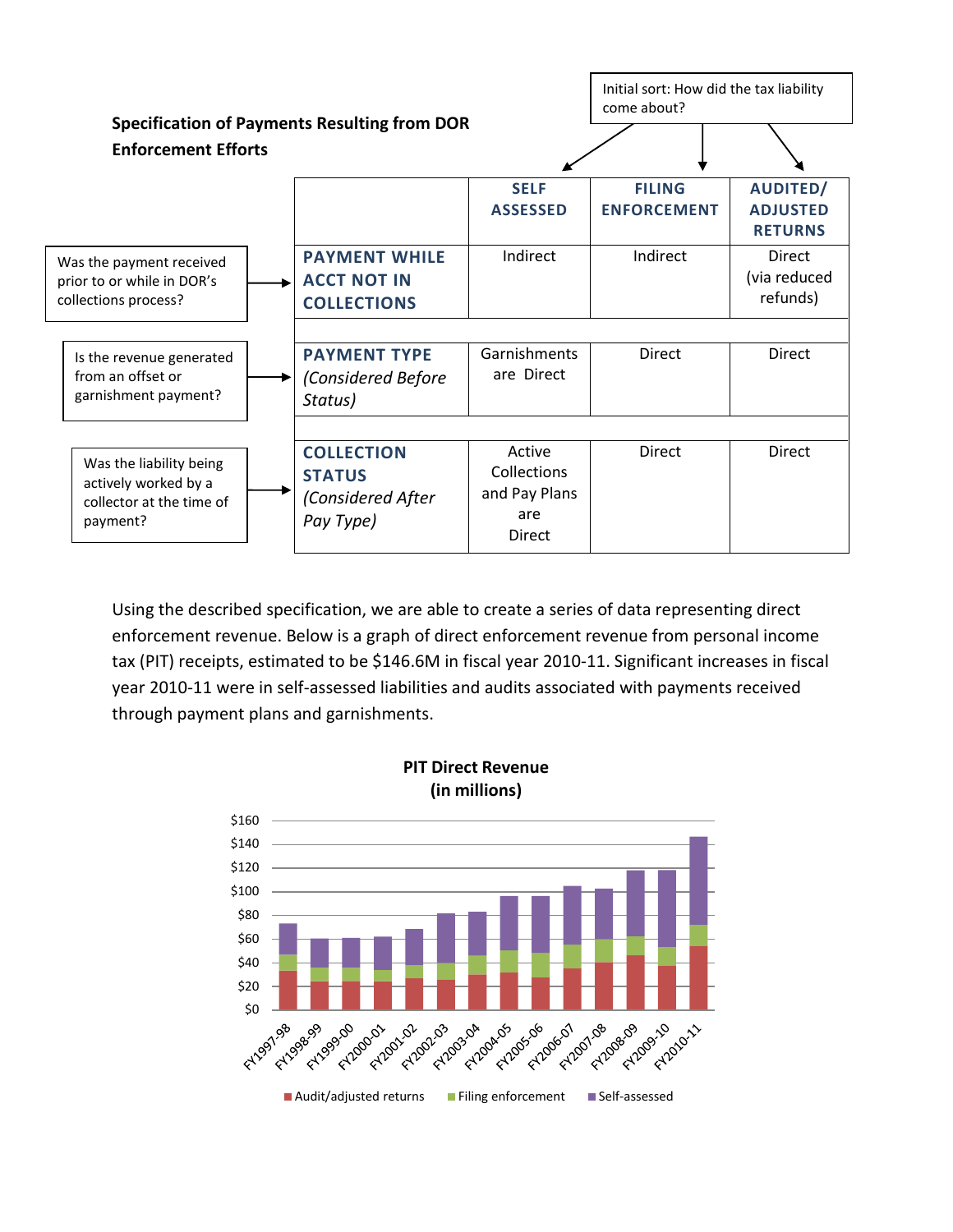**Specification of Payments Resulting from DOR Enforcement Efforts**

Initial sort: How did the tax liability come about?

| | SELF ASSESSED | FILING ENFORCEMENT | AUDITED/ ADJUSTED RETURNS |
|---|---|---|---|
| **PAYMENT WHILE ACCT NOT IN COLLECTIONS** | Indirect | Indirect | Direct (via reduced refunds) |
| **PAYMENT TYPE** *(Considered Before Status)* | Garnishments are Direct | Direct | Direct |
| **COLLECTION STATUS** *(Considered After Pay Type)* | Active Collections and Pay Plans are Direct | Direct | Direct |

- PAYMENT WHILE ACCT NOT IN COLLECTIONS: Was the payment received prior to or while in DOR's collections process?
- PAYMENT TYPE: Is the revenue generated from an offset or garnishment payment?
- COLLECTION STATUS: Was the liability being actively worked by a collector at the time of payment?

Using the described specification, we are able to create a series of data representing direct enforcement revenue. Below is a graph of direct enforcement revenue from personal income tax (PIT) receipts, estimated to be $146.6M in fiscal year 2010-11. Significant increases in fiscal year 2010-11 were in self-assessed liabilities and audits associated with payments received through payment plans and garnishments.

**PIT Direct Revenue (in millions)**

Stacked bar chart, FY1997-98 through FY2010-11 (y-axis $0–$160); series: Audit/adjusted returns, Filing enforcement, Self-assessed.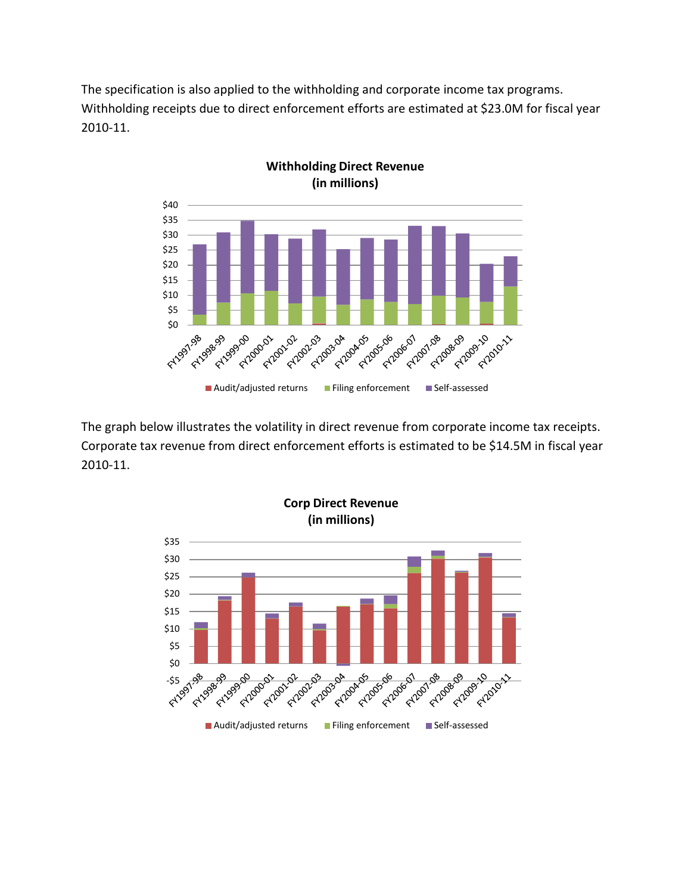The specification is also applied to the withholding and corporate income tax programs. Withholding receipts due to direct enforcement efforts are estimated at $23.0M for fiscal year 2010-11.

**Withholding Direct Revenue (in millions)**

The graph below illustrates the volatility in direct revenue from corporate income tax receipts. Corporate tax revenue from direct enforcement efforts is estimated to be $14.5M in fiscal year 2010-11.

**Corp Direct Revenue (in millions)**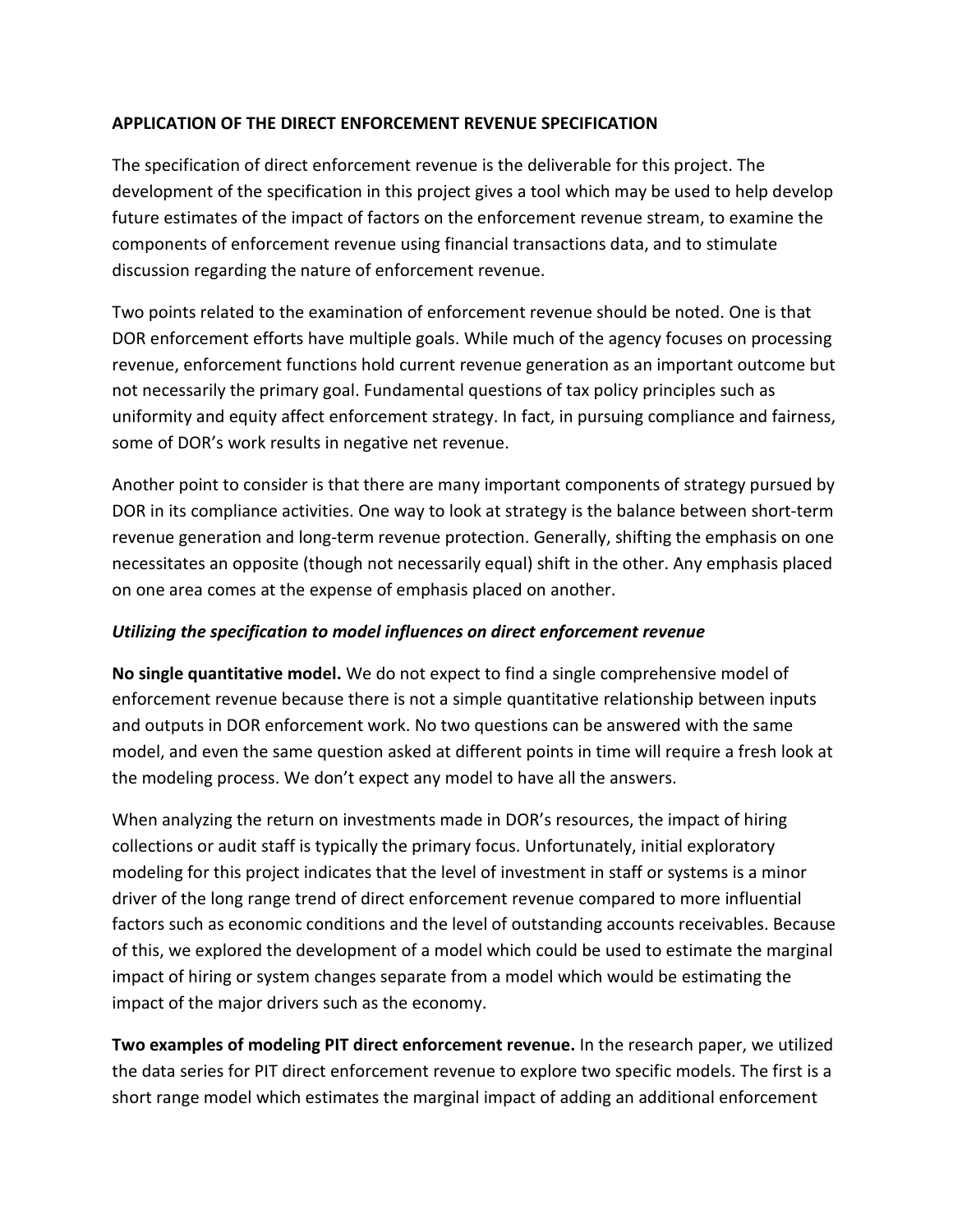## APPLICATION OF THE DIRECT ENFORCEMENT REVENUE SPECIFICATION

The specification of direct enforcement revenue is the deliverable for this project. The development of the specification in this project gives a tool which may be used to help develop future estimates of the impact of factors on the enforcement revenue stream, to examine the components of enforcement revenue using financial transactions data, and to stimulate discussion regarding the nature of enforcement revenue.

Two points related to the examination of enforcement revenue should be noted. One is that DOR enforcement efforts have multiple goals. While much of the agency focuses on processing revenue, enforcement functions hold current revenue generation as an important outcome but not necessarily the primary goal. Fundamental questions of tax policy principles such as uniformity and equity affect enforcement strategy. In fact, in pursuing compliance and fairness, some of DOR's work results in negative net revenue.

Another point to consider is that there are many important components of strategy pursued by DOR in its compliance activities. One way to look at strategy is the balance between short-term revenue generation and long-term revenue protection. Generally, shifting the emphasis on one necessitates an opposite (though not necessarily equal) shift in the other. Any emphasis placed on one area comes at the expense of emphasis placed on another.

### *Utilizing the specification to model influences on direct enforcement revenue*

**No single quantitative model.** We do not expect to find a single comprehensive model of enforcement revenue because there is not a simple quantitative relationship between inputs and outputs in DOR enforcement work. No two questions can be answered with the same model, and even the same question asked at different points in time will require a fresh look at the modeling process. We don't expect any model to have all the answers.

When analyzing the return on investments made in DOR's resources, the impact of hiring collections or audit staff is typically the primary focus. Unfortunately, initial exploratory modeling for this project indicates that the level of investment in staff or systems is a minor driver of the long range trend of direct enforcement revenue compared to more influential factors such as economic conditions and the level of outstanding accounts receivables. Because of this, we explored the development of a model which could be used to estimate the marginal impact of hiring or system changes separate from a model which would be estimating the impact of the major drivers such as the economy.

**Two examples of modeling PIT direct enforcement revenue.** In the research paper, we utilized the data series for PIT direct enforcement revenue to explore two specific models. The first is a short range model which estimates the marginal impact of adding an additional enforcement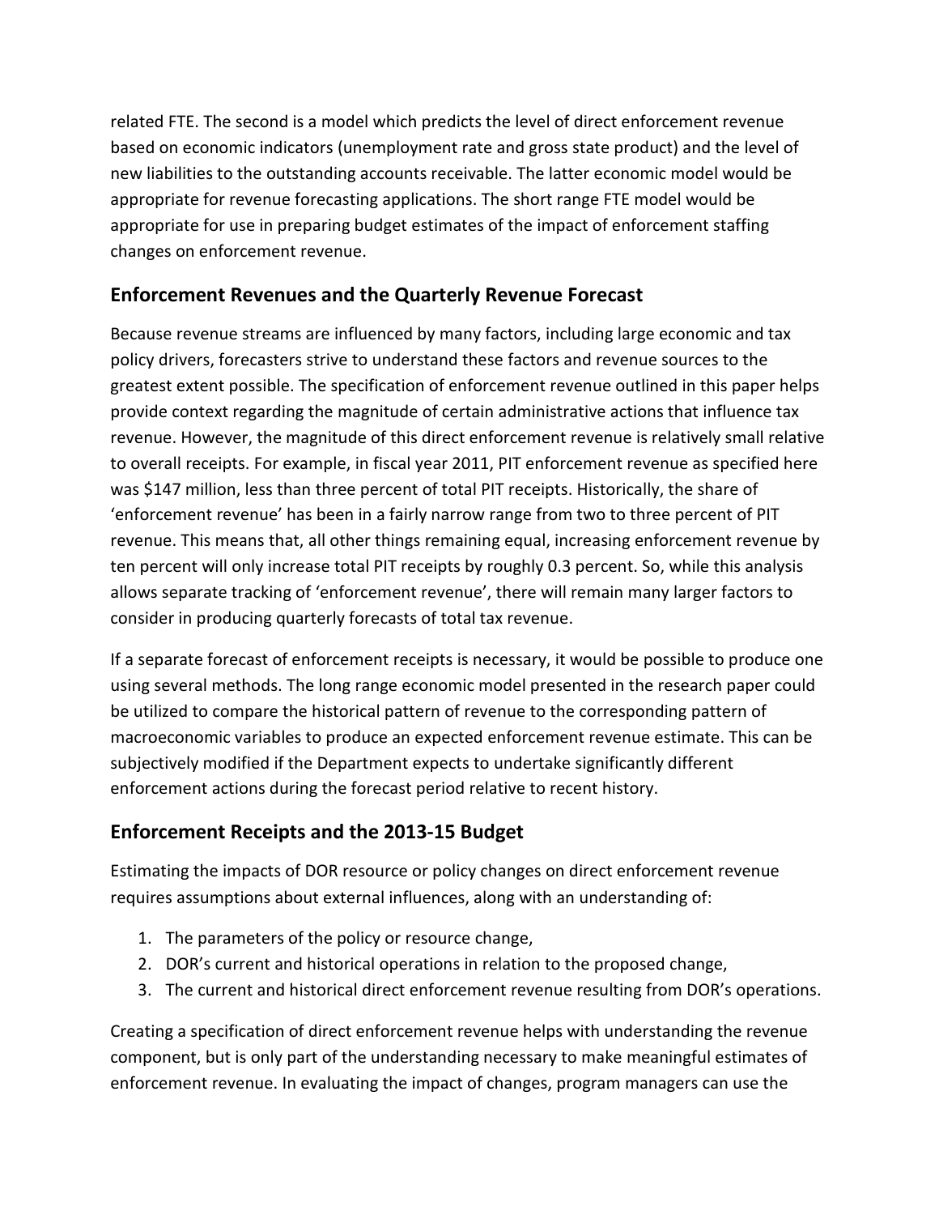related FTE. The second is a model which predicts the level of direct enforcement revenue based on economic indicators (unemployment rate and gross state product) and the level of new liabilities to the outstanding accounts receivable. The latter economic model would be appropriate for revenue forecasting applications. The short range FTE model would be appropriate for use in preparing budget estimates of the impact of enforcement staffing changes on enforcement revenue.

## Enforcement Revenues and the Quarterly Revenue Forecast

Because revenue streams are influenced by many factors, including large economic and tax policy drivers, forecasters strive to understand these factors and revenue sources to the greatest extent possible. The specification of enforcement revenue outlined in this paper helps provide context regarding the magnitude of certain administrative actions that influence tax revenue. However, the magnitude of this direct enforcement revenue is relatively small relative to overall receipts. For example, in fiscal year 2011, PIT enforcement revenue as specified here was $147 million, less than three percent of total PIT receipts. Historically, the share of 'enforcement revenue' has been in a fairly narrow range from two to three percent of PIT revenue. This means that, all other things remaining equal, increasing enforcement revenue by ten percent will only increase total PIT receipts by roughly 0.3 percent. So, while this analysis allows separate tracking of 'enforcement revenue', there will remain many larger factors to consider in producing quarterly forecasts of total tax revenue.

If a separate forecast of enforcement receipts is necessary, it would be possible to produce one using several methods. The long range economic model presented in the research paper could be utilized to compare the historical pattern of revenue to the corresponding pattern of macroeconomic variables to produce an expected enforcement revenue estimate. This can be subjectively modified if the Department expects to undertake significantly different enforcement actions during the forecast period relative to recent history.

## Enforcement Receipts and the 2013-15 Budget

Estimating the impacts of DOR resource or policy changes on direct enforcement revenue requires assumptions about external influences, along with an understanding of:

1. The parameters of the policy or resource change,
2. DOR's current and historical operations in relation to the proposed change,
3. The current and historical direct enforcement revenue resulting from DOR's operations.

Creating a specification of direct enforcement revenue helps with understanding the revenue component, but is only part of the understanding necessary to make meaningful estimates of enforcement revenue. In evaluating the impact of changes, program managers can use the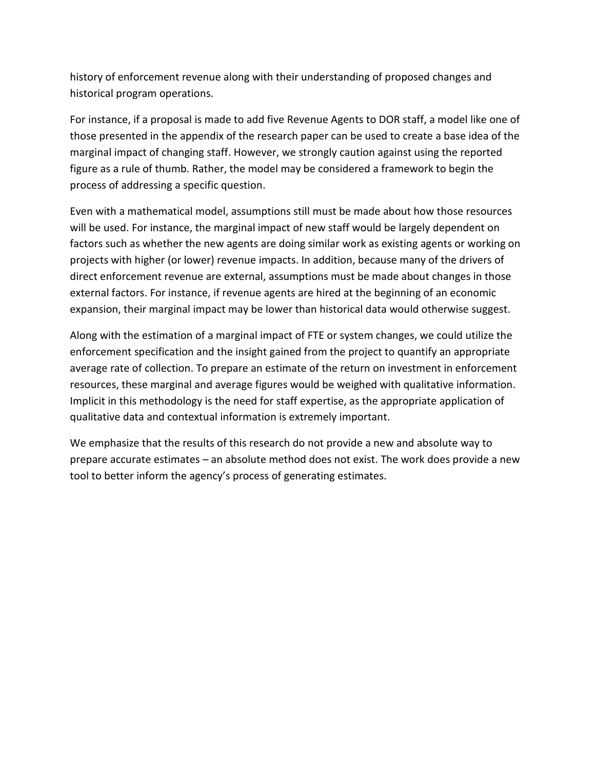history of enforcement revenue along with their understanding of proposed changes and historical program operations.

For instance, if a proposal is made to add five Revenue Agents to DOR staff, a model like one of those presented in the appendix of the research paper can be used to create a base idea of the marginal impact of changing staff. However, we strongly caution against using the reported figure as a rule of thumb. Rather, the model may be considered a framework to begin the process of addressing a specific question.

Even with a mathematical model, assumptions still must be made about how those resources will be used. For instance, the marginal impact of new staff would be largely dependent on factors such as whether the new agents are doing similar work as existing agents or working on projects with higher (or lower) revenue impacts. In addition, because many of the drivers of direct enforcement revenue are external, assumptions must be made about changes in those external factors. For instance, if revenue agents are hired at the beginning of an economic expansion, their marginal impact may be lower than historical data would otherwise suggest.

Along with the estimation of a marginal impact of FTE or system changes, we could utilize the enforcement specification and the insight gained from the project to quantify an appropriate average rate of collection. To prepare an estimate of the return on investment in enforcement resources, these marginal and average figures would be weighed with qualitative information. Implicit in this methodology is the need for staff expertise, as the appropriate application of qualitative data and contextual information is extremely important.

We emphasize that the results of this research do not provide a new and absolute way to prepare accurate estimates – an absolute method does not exist. The work does provide a new tool to better inform the agency's process of generating estimates.